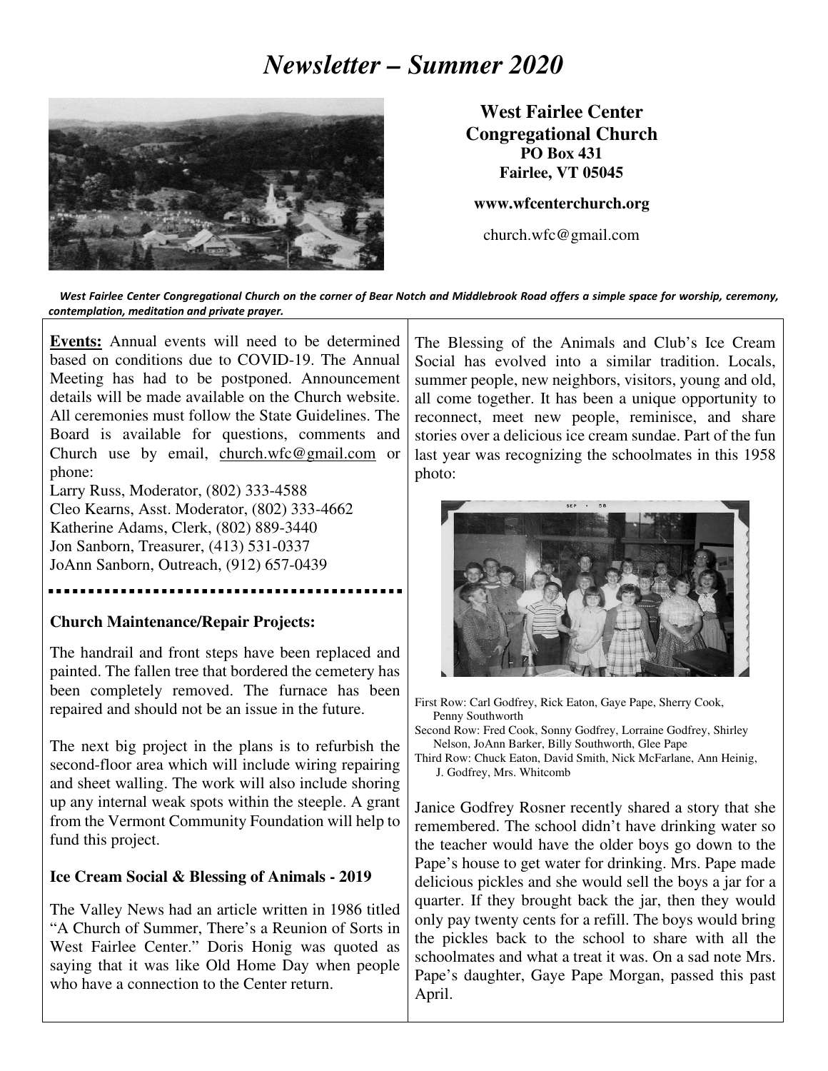# *Newsletter – Summer 2020*

**West Fairlee Center Congregational Church**
**PO Box 431**
**Fairlee, VT 05045**

**www.wfcenterchurch.org**

church.wfc@gmail.com

*West Fairlee Center Congregational Church on the corner of Bear Notch and Middlebrook Road offers a simple space for worship, ceremony, contemplation, meditation and private prayer.*

**Events:** Annual events will need to be determined based on conditions due to COVID-19. The Annual Meeting has had to be postponed. Announcement details will be made available on the Church website. All ceremonies must follow the State Guidelines. The Board is available for questions, comments and Church use by email, church.wfc@gmail.com or phone:

Larry Russ, Moderator, (802) 333-4588
Cleo Kearns, Asst. Moderator, (802) 333-4662
Katherine Adams, Clerk, (802) 889-3440
Jon Sanborn, Treasurer, (413) 531-0337
JoAnn Sanborn, Outreach, (912) 657-0439

### Church Maintenance/Repair Projects:

The handrail and front steps have been replaced and painted. The fallen tree that bordered the cemetery has been completely removed. The furnace has been repaired and should not be an issue in the future.

The next big project in the plans is to refurbish the second-floor area which will include wiring repairing and sheet walling. The work will also include shoring up any internal weak spots within the steeple. A grant from the Vermont Community Foundation will help to fund this project.

### Ice Cream Social & Blessing of Animals - 2019

The Valley News had an article written in 1986 titled "A Church of Summer, There's a Reunion of Sorts in West Fairlee Center." Doris Honig was quoted as saying that it was like Old Home Day when people who have a connection to the Center return.

The Blessing of the Animals and Club's Ice Cream Social has evolved into a similar tradition. Locals, summer people, new neighbors, visitors, young and old, all come together. It has been a unique opportunity to reconnect, meet new people, reminisce, and share stories over a delicious ice cream sundae. Part of the fun last year was recognizing the schoolmates in this 1958 photo:

First Row: Carl Godfrey, Rick Eaton, Gaye Pape, Sherry Cook, Penny Southworth
Second Row: Fred Cook, Sonny Godfrey, Lorraine Godfrey, Shirley Nelson, JoAnn Barker, Billy Southworth, Glee Pape
Third Row: Chuck Eaton, David Smith, Nick McFarlane, Ann Heinig, J. Godfrey, Mrs. Whitcomb

Janice Godfrey Rosner recently shared a story that she remembered. The school didn't have drinking water so the teacher would have the older boys go down to the Pape's house to get water for drinking. Mrs. Pape made delicious pickles and she would sell the boys a jar for a quarter. If they brought back the jar, then they would only pay twenty cents for a refill. The boys would bring the pickles back to the school to share with all the schoolmates and what a treat it was. On a sad note Mrs. Pape's daughter, Gaye Pape Morgan, passed this past April.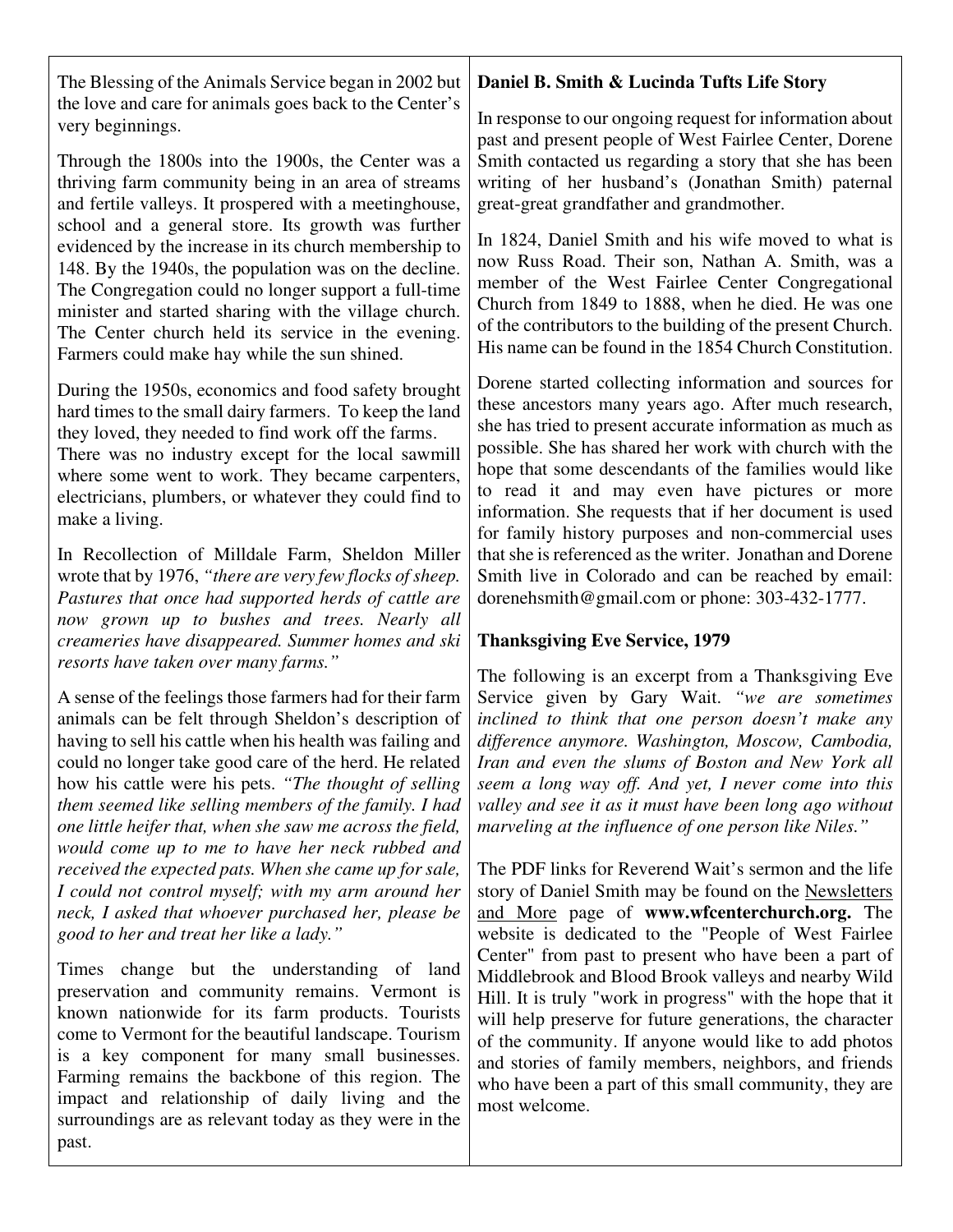The Blessing of the Animals Service began in 2002 but the love and care for animals goes back to the Center's very beginnings.

Through the 1800s into the 1900s, the Center was a thriving farm community being in an area of streams and fertile valleys. It prospered with a meetinghouse, school and a general store. Its growth was further evidenced by the increase in its church membership to 148. By the 1940s, the population was on the decline. The Congregation could no longer support a full-time minister and started sharing with the village church. The Center church held its service in the evening. Farmers could make hay while the sun shined.

During the 1950s, economics and food safety brought hard times to the small dairy farmers. To keep the land they loved, they needed to find work off the farms. There was no industry except for the local sawmill where some went to work. They became carpenters, electricians, plumbers, or whatever they could find to make a living.

In Recollection of Milldale Farm, Sheldon Miller wrote that by 1976, *"there are very few flocks of sheep. Pastures that once had supported herds of cattle are now grown up to bushes and trees. Nearly all creameries have disappeared. Summer homes and ski resorts have taken over many farms."*

A sense of the feelings those farmers had for their farm animals can be felt through Sheldon's description of having to sell his cattle when his health was failing and could no longer take good care of the herd. He related how his cattle were his pets. *"The thought of selling them seemed like selling members of the family. I had one little heifer that, when she saw me across the field, would come up to me to have her neck rubbed and received the expected pats. When she came up for sale, I could not control myself; with my arm around her neck, I asked that whoever purchased her, please be good to her and treat her like a lady."*

Times change but the understanding of land preservation and community remains. Vermont is known nationwide for its farm products. Tourists come to Vermont for the beautiful landscape. Tourism is a key component for many small businesses. Farming remains the backbone of this region. The impact and relationship of daily living and the surroundings are as relevant today as they were in the past.

**Daniel B. Smith & Lucinda Tufts Life Story**

In response to our ongoing request for information about past and present people of West Fairlee Center, Dorene Smith contacted us regarding a story that she has been writing of her husband's (Jonathan Smith) paternal great-great grandfather and grandmother.

In 1824, Daniel Smith and his wife moved to what is now Russ Road. Their son, Nathan A. Smith, was a member of the West Fairlee Center Congregational Church from 1849 to 1888, when he died. He was one of the contributors to the building of the present Church. His name can be found in the 1854 Church Constitution.

Dorene started collecting information and sources for these ancestors many years ago. After much research, she has tried to present accurate information as much as possible. She has shared her work with church with the hope that some descendants of the families would like to read it and may even have pictures or more information. She requests that if her document is used for family history purposes and non-commercial uses that she is referenced as the writer. Jonathan and Dorene Smith live in Colorado and can be reached by email: dorenehsmith@gmail.com or phone: 303-432-1777.

**Thanksgiving Eve Service, 1979**

The following is an excerpt from a Thanksgiving Eve Service given by Gary Wait. *"we are sometimes inclined to think that one person doesn't make any difference anymore. Washington, Moscow, Cambodia, Iran and even the slums of Boston and New York all seem a long way off. And yet, I never come into this valley and see it as it must have been long ago without marveling at the influence of one person like Niles."*

The PDF links for Reverend Wait's sermon and the life story of Daniel Smith may be found on the Newsletters and More page of **www.wfcenterchurch.org.** The website is dedicated to the "People of West Fairlee Center" from past to present who have been a part of Middlebrook and Blood Brook valleys and nearby Wild Hill. It is truly "work in progress" with the hope that it will help preserve for future generations, the character of the community. If anyone would like to add photos and stories of family members, neighbors, and friends who have been a part of this small community, they are most welcome.